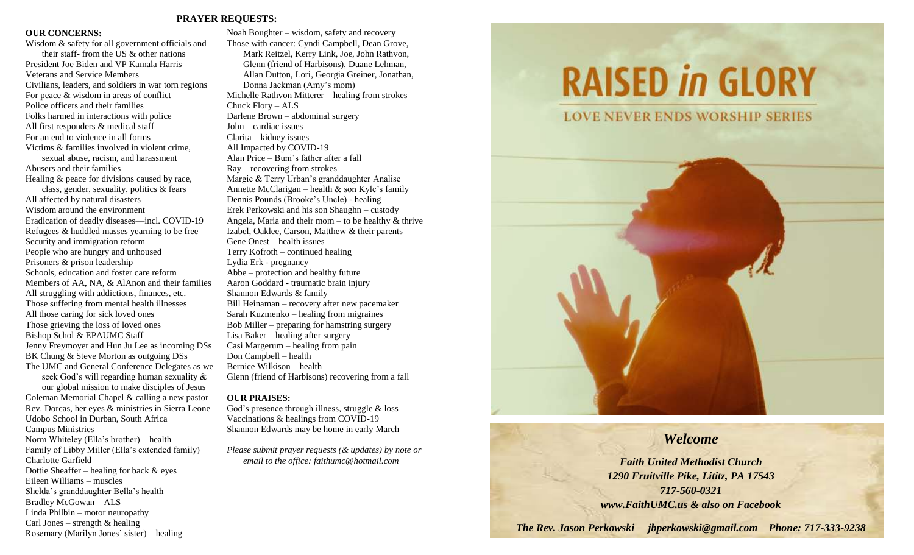## PRAYER REQUESTS:

**OUR CONCERNS:**

Wisdom & safety for all government officials and their staff- from the US & other nations
President Joe Biden and VP Kamala Harris
Veterans and Service Members
Civilians, leaders, and soldiers in war torn regions
For peace & wisdom in areas of conflict
Police officers and their families
Folks harmed in interactions with police
All first responders & medical staff
For an end to violence in all forms
Victims & families involved in violent crime, sexual abuse, racism, and harassment
Abusers and their families
Healing & peace for divisions caused by race, class, gender, sexuality, politics & fears
All affected by natural disasters
Wisdom around the environment
Eradication of deadly diseases—incl. COVID-19
Refugees & huddled masses yearning to be free
Security and immigration reform
People who are hungry and unhoused
Prisoners & prison leadership
Schools, education and foster care reform
Members of AA, NA, & AlAnon and their families
All struggling with addictions, finances, etc.
Those suffering from mental health illnesses
All those caring for sick loved ones
Those grieving the loss of loved ones
Bishop Schol & EPAUMC Staff
Jenny Freymoyer and Hun Ju Lee as incoming DSs
BK Chung & Steve Morton as outgoing DSs
The UMC and General Conference Delegates as we seek God's will regarding human sexuality & our global mission to make disciples of Jesus
Coleman Memorial Chapel & calling a new pastor
Rev. Dorcas, her eyes & ministries in Sierra Leone
Udobo School in Durban, South Africa
Campus Ministries
Norm Whiteley (Ella's brother) – health
Family of Libby Miller (Ella's extended family)
Charlotte Garfield
Dottie Sheaffer – healing for back & eyes
Eileen Williams – muscles
Shelda's granddaughter Bella's health
Bradley McGowan – ALS
Linda Philbin – motor neuropathy
Carl Jones – strength & healing
Rosemary (Marilyn Jones' sister) – healing
Noah Boughter – wisdom, safety and recovery
Those with cancer: Cyndi Campbell, Dean Grove, Mark Reitzel, Kerry Link, Joe, John Rathvon, Glenn (friend of Harbisons), Duane Lehman, Allan Dutton, Lori, Georgia Greiner, Jonathan, Donna Jackman (Amy's mom)
Michelle Rathvon Mitterer – healing from strokes
Chuck Flory – ALS
Darlene Brown – abdominal surgery
John – cardiac issues
Clarita – kidney issues
All Impacted by COVID-19
Alan Price – Buni's father after a fall
Ray – recovering from strokes
Margie & Terry Urban's granddaughter Analise
Annette McClarigan – health & son Kyle's family
Dennis Pounds (Brooke's Uncle) - healing
Erek Perkowski and his son Shaughn – custody
Angela, Maria and their mom – to be healthy & thrive
Izabel, Oaklee, Carson, Matthew & their parents
Gene Onest – health issues
Terry Kofroth – continued healing
Lydia Erk - pregnancy
Abbe – protection and healthy future
Aaron Goddard - traumatic brain injury
Shannon Edwards & family
Bill Heinaman – recovery after new pacemaker
Sarah Kuzmenko – healing from migraines
Bob Miller – preparing for hamstring surgery
Lisa Baker – healing after surgery
Casi Margerum – healing from pain
Don Campbell – health
Bernice Wilkison – health
Glenn (friend of Harbisons) recovering from a fall

**OUR PRAISES:**

God's presence through illness, struggle & loss
Vaccinations & healings from COVID-19
Shannon Edwards may be home in early March

*Please submit prayer requests (& updates) by note or email to the office: faithumc@hotmail.com*

# RAISED *in* GLORY

LOVE NEVER ENDS WORSHIP SERIES

## *Welcome*

***Faith United Methodist Church***
***1290 Fruitville Pike, Lititz, PA 17543***
***717-560-0321***
***www.FaithUMC.us & also on Facebook***

***The Rev. Jason Perkowski jbperkowski@gmail.com Phone: 717-333-9238***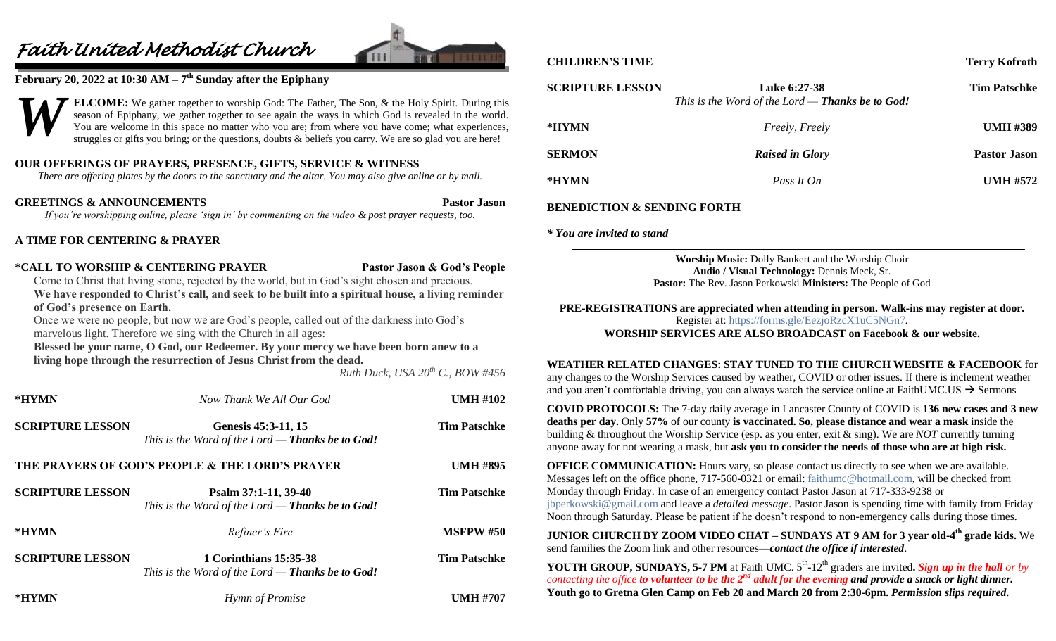# *Faith United Methodist Church*

**February 20, 2022 at 10:30 AM – 7th Sunday after the Epiphany**

**WELCOME:** We gather together to worship God: The Father, The Son, & the Holy Spirit. During this season of Epiphany, we gather together to see again the ways in which God is revealed in the world. You are welcome in this space no matter who you are; from where you have come; what experiences, struggles or gifts you bring; or the questions, doubts & beliefs you carry. We are so glad you are here!

**OUR OFFERINGS OF PRAYERS, PRESENCE, GIFTS, SERVICE & WITNESS**

*There are offering plates by the doors to the sanctuary and the altar. You may also give online or by mail.*

**GREETINGS & ANNOUNCEMENTS** — **Pastor Jason**

*If you're worshipping online, please 'sign in' by commenting on the video & post prayer requests, too.*

**A TIME FOR CENTERING & PRAYER**

**\*CALL TO WORSHIP & CENTERING PRAYER** — **Pastor Jason & God's People**

Come to Christ that living stone, rejected by the world, but in God's sight chosen and precious.

**We have responded to Christ's call, and seek to be built into a spiritual house, a living reminder of God's presence on Earth.**

Once we were no people, but now we are God's people, called out of the darkness into God's marvelous light. Therefore we sing with the Church in all ages:

**Blessed be your name, O God, our Redeemer. By your mercy we have been born anew to a living hope through the resurrection of Jesus Christ from the dead.**

*Ruth Duck, USA 20th C., BOW #456*

**\*HYMN** — *Now Thank We All Our God* — **UMH #102**

**SCRIPTURE LESSON** — **Genesis 45:3-11, 15** — **Tim Patschke**
*This is the Word of the Lord — **Thanks be to God!***

**THE PRAYERS OF GOD'S PEOPLE & THE LORD'S PRAYER** — **UMH #895**

**SCRIPTURE LESSON** — **Psalm 37:1-11, 39-40** — **Tim Patschke**
*This is the Word of the Lord — **Thanks be to God!***

**\*HYMN** — *Refiner's Fire* — **MSFPW #50**

**SCRIPTURE LESSON** — **1 Corinthians 15:35-38** — **Tim Patschke**
*This is the Word of the Lord — **Thanks be to God!***

**\*HYMN** — *Hymn of Promise* — **UMH #707**

**CHILDREN'S TIME** — **Terry Kofroth**

**SCRIPTURE LESSON** — **Luke 6:27-38** — **Tim Patschke**
*This is the Word of the Lord — **Thanks be to God!***

**\*HYMN** — *Freely, Freely* — **UMH #389**

**SERMON** — ***Raised in Glory*** — **Pastor Jason**

**\*HYMN** — *Pass It On* — **UMH #572**

**BENEDICTION & SENDING FORTH**

***\* You are invited to stand***

---

**Worship Music:** Dolly Bankert and the Worship Choir
**Audio / Visual Technology:** Dennis Meck, Sr.
**Pastor:** The Rev. Jason Perkowski **Ministers:** The People of God

**PRE-REGISTRATIONS are appreciated when attending in person. Walk-ins may register at door.**
Register at: https://forms.gle/EezjoRzcX1uC5NGn7.
**WORSHIP SERVICES ARE ALSO BROADCAST on Facebook & our website.**

**WEATHER RELATED CHANGES: STAY TUNED TO THE CHURCH WEBSITE & FACEBOOK** for any changes to the Worship Services caused by weather, COVID or other issues. If there is inclement weather and you aren't comfortable driving, you can always watch the service online at FaithUMC.US → Sermons

**COVID PROTOCOLS:** The 7-day daily average in Lancaster County of COVID is **136 new cases and 3 new deaths per day.** Only **57%** of our county **is vaccinated. So, please distance and wear a mask** inside the building & throughout the Worship Service (esp. as you enter, exit & sing). We are *NOT* currently turning anyone away for not wearing a mask, but **ask you to consider the needs of those who are at high risk.**

**OFFICE COMMUNICATION:** Hours vary, so please contact us directly to see when we are available. Messages left on the office phone, 717-560-0321 or email: faithumc@hotmail.com, will be checked from Monday through Friday. In case of an emergency contact Pastor Jason at 717-333-9238 or jbperkowski@gmail.com and leave a *detailed message*. Pastor Jason is spending time with family from Friday Noon through Saturday. Please be patient if he doesn't respond to non-emergency calls during those times.

**JUNIOR CHURCH BY ZOOM VIDEO CHAT – SUNDAYS AT 9 AM for 3 year old-4th grade kids.** We send families the Zoom link and other resources—***contact the office if interested***.

**YOUTH GROUP, SUNDAYS, 5-7 PM** at Faith UMC. 5th-12th graders are invited**. *Sign up in the hall*** *or by contacting the office* ***to volunteer to be the 2nd adult for the evening and provide a snack or light dinner.*** **Youth go to Gretna Glen Camp on Feb 20 and March 20 from 2:30-6pm.** ***Permission slips required.***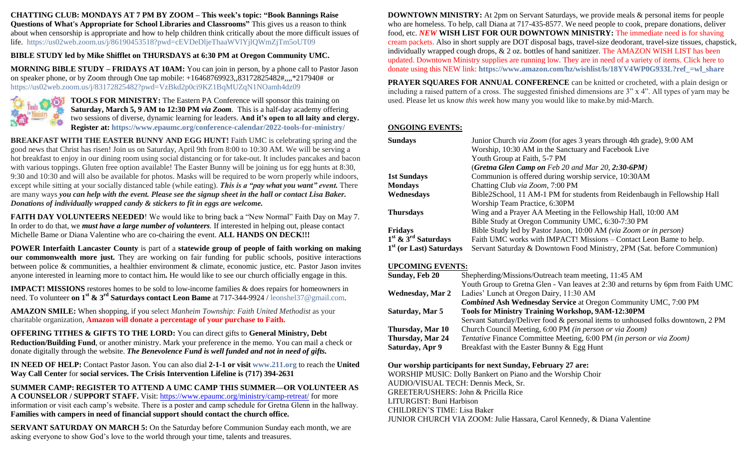**CHATTING CLUB: MONDAYS AT 7 PM BY ZOOM – This week's topic: "Book Bannings Raise Questions of What's Appropriate for School Libraries and Classrooms"** This gives us a reason to think about when censorship is appropriate and how to help children think critically about the more difficult issues of life. https://us02web.zoom.us/j/86190453518?pwd=cEVDeDljeThaaWVlYjlQWmZjTm5oUT09

**BIBLE STUDY led by Mike Shifflet on THURSDAYS at 6:30 PM at Oregon Community UMC.**

**MORNING BIBLE STUDY – FRIDAYS AT 10AM:** You can join in person, by a phone call to Pastor Jason on speaker phone, or by Zoom through One tap mobile: +16468769923,,83172825482#,,,,*217940# or https://us02web.zoom.us/j/83172825482?pwd=VzBkd2p0ci9KZ1BqMUZqN1NOamh4dz09

**TOOLS FOR MINISTRY:** The Eastern PA Conference will sponsor this training on **Saturday, March 5, 9 AM to 12:30 PM** ***via Zoom***. This is a half-day academy offering two sessions of diverse, dynamic learning for leaders. **And it's open to all laity and clergy. Register at: https://www.epaumc.org/conference-calendar/2022-tools-for-ministry/**

**BREAKFAST WITH THE EASTER BUNNY AND EGG HUNT!** Faith UMC is celebrating spring and the good news that Christ has risen! Join us on Saturday, April 9th from 8:00 to 10:30 AM. We will be serving a hot breakfast to enjoy in our dining room using social distancing or for take-out. It includes pancakes and bacon with various toppings. Gluten free option available! The Easter Bunny will be joining us for egg hunts at 8:30, 9:30 and 10:30 and will also be available for photos. Masks will be required to be worn properly while indoors, except while sitting at your socially distanced table (while eating). ***This is a "pay what you want" event.*** There are many ways ***you can help with the event. Please see the signup sheet in the hall or contact Lisa Baker. Donations of individually wrapped candy & stickers to fit in eggs are welcome.***

**FAITH DAY VOLUNTEERS NEEDED**! We would like to bring back a "New Normal" Faith Day on May 7. In order to do that, we ***must have a large number of volunteers.*** If interested in helping out, please contact Michelle Bame or Diana Valentine who are co-chairing the event. **ALL HANDS ON DECK!!!**

**POWER Interfaith Lancaster County** is part of a **statewide group of people of faith working on making our commonwealth more just.** They are working on fair funding for public schools, positive interactions between police & communities, a healthier environment & climate, economic justice, etc. Pastor Jason invites anyone interested in learning more to contact him**.** He would like to see our church officially engage in this.

**IMPACT! MISSIONS** restores homes to be sold to low-income families & does repairs for homeowners in need. To volunteer **on 1st & 3rd Saturdays contact Leon Bame** at 717-344-9924 / leonshel37@gmail.com.

**AMAZON SMILE:** When shopping, if you select *Manheim Township: Faith United Methodist* as your charitable organization, **Amazon will donate a percentage of your purchase to Faith.**

**OFFERING TITHES & GIFTS TO THE LORD:** You can direct gifts to **General Ministry, Debt Reduction/Building Fund**, or another ministry. Mark your preference in the memo. You can mail a check or donate digitally through the website. ***The Benevolence Fund is well funded and not in need of gifts.***

**IN NEED OF HELP:** Contact Pastor Jason. You can also dial **2-1-1 or visit www.211.org** to reach the **United Way Call Center** for **social services. The Crisis Intervention Lifeline is (717) 394-2631**

**SUMMER CAMP: REGISTER TO ATTEND A UMC CAMP THIS SUMMER—OR VOLUNTEER AS A COUNSELOR / SUPPORT STAFF.** Visit: https://www.epaumc.org/ministry/camp-retreat/ for more information or visit each camp's website. There is a poster and camp schedule for Gretna Glenn in the hallway. **Families with campers in need of financial support should contact the church office.**

**SERVANT SATURDAY ON MARCH 5:** On the Saturday before Communion Sunday each month, we are asking everyone to show God's love to the world through your time, talents and treasures.

**DOWNTOWN MINISTRY:** At 2pm on Servant Saturdays, we provide meals & personal items for people who are homeless. To help, call Diana at 717-435-8577. We need people to cook, prepare donations, deliver food, etc. ***NEW*** **WISH LIST FOR OUR DOWNTOWN MINISTRY:** The immediate need is for shaving cream packets. Also in short supply are DOT disposal bags, travel-size deodorant, travel-size tissues, chapstick, individually wrapped cough drops, & 2 oz. bottles of hand sanitizer. The AMAZON WISH LIST has been updated. Downtown Ministry supplies are running low. They are in need of a variety of items. Click here to donate using this NEW link: **https://www.amazon.com/hz/wishlist/ls/18YV4WP0G933L?ref_=wl_share**

**PRAYER SQUARES FOR ANNUAL CONFERENCE** can be knitted or crocheted, with a plain design or including a raised pattern of a cross. The suggested finished dimensions are 3" x 4". All types of yarn may be used. Please let us know *this week* how many you would like to make.by mid-March.

## ONGOING EVENTS:

| | |
|---|---|
| **Sundays** | Junior Church *via Zoom* (for ages 3 years through 4th grade), 9:00 AM |
| | Worship, 10:30 AM in the Sanctuary and Facebook Live |
| | Youth Group at Faith, 5-7 PM |
| | (***Gretna Glen Camp on*** *Feb 20 and Mar 20,* ***2:30-6PM)*** |
| **1st Sundays** | Communion is offered during worship service, 10:30AM |
| **Mondays** | Chatting Club *via Zoom*, 7:00 PM |
| **Wednesdays** | Bible2School, 11 AM-1 PM for students from Reidenbaugh in Fellowship Hall |
| | Worship Team Practice, 6:30PM |
| **Thursdays** | Wing and a Prayer AA Meeting in the Fellowship Hall, 10:00 AM |
| | Bible Study at Oregon Community UMC, 6:30-7:30 PM |
| **Fridays** | Bible Study led by Pastor Jason, 10:00 AM *(via Zoom or in person)* |
| **1st & 3rd Saturdays** | Faith UMC works with IMPACT! Missions – Contact Leon Bame to help. |
| **1st (or Last) Saturdays** | Servant Saturday & Downtown Food Ministry, 2PM (Sat. before Communion) |

## UPCOMING EVENTS:

| | |
|---|---|
| **Sunday, Feb 20** | Shepherding/Missions/Outreach team meeting, 11:45 AM |
| | Youth Group to Gretna Glen - Van leaves at 2:30 and returns by 6pm from Faith UMC |
| **Wednesday, Mar 2** | Ladies' Lunch at Oregon Dairy, 11:30 AM |
| | ***Combined*** **Ash Wednesday Service** at Oregon Community UMC, 7:00 PM |
| **Saturday, Mar 5** | **Tools for Ministry Training Workshop, 9AM-12:30PM** |
| | Servant Saturday/Deliver food & personal items to unhoused folks downtown, 2 PM |
| **Thursday, Mar 10** | Church Council Meeting, 6:00 PM *(in person or via Zoom)* |
| **Thursday, Mar 24** | *Tentative* Finance Committee Meeting, 6:00 PM *(in person or via Zoom)* |
| **Saturday, Apr 9** | Breakfast with the Easter Bunny & Egg Hunt |

**Our worship participants for next Sunday, February 27 are:**

WORSHIP MUSIC: Dolly Bankert on Piano and the Worship Choir
AUDIO/VISUAL TECH: Dennis Meck, Sr.
GREETER/USHERS: John & Pricilla Rice
LITURGIST: Buni Harbison
CHILDREN'S TIME: Lisa Baker
JUNIOR CHURCH VIA ZOOM: Julie Hassara, Carol Kennedy, & Diana Valentine